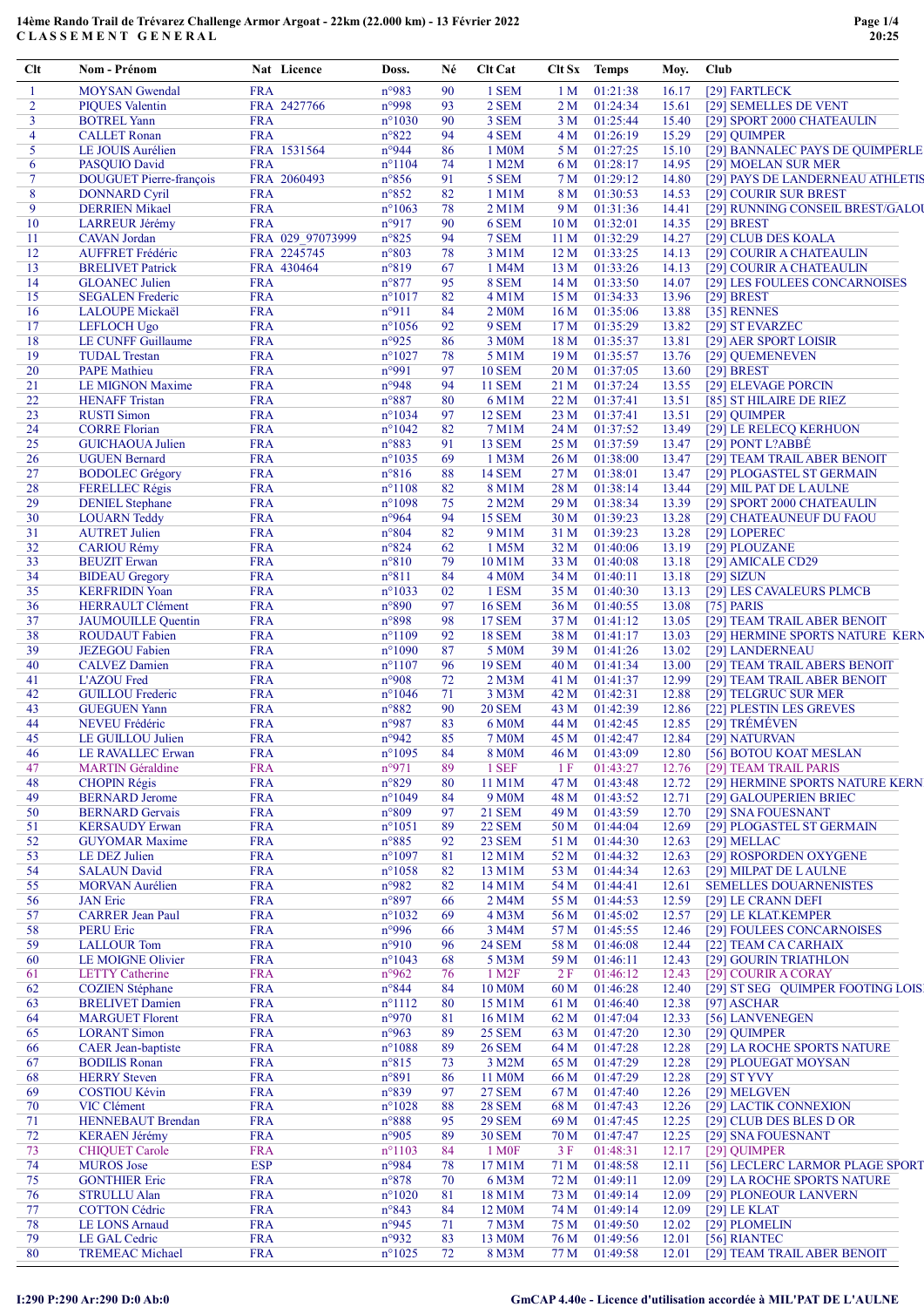# 14ème Rando Trail de Trévarez Challenge Armor Argoat - 22km (22.000 km) - 13 Février 2022

## CLASSEMENT GENERAL

| Clt | Nom - Prénom | Nat | Licence | Doss. | Né | Clt Cat | Clt Sx | Temps | Moy. | Club |
|---|---|---|---|---|---|---|---|---|---|---|
| 1 | MOYSAN Gwendal | FRA | | n°983 | 90 | 1 SEM | 1 M | 01:21:38 | 16.17 | [29] FARTLECK |
| 2 | PIQUES Valentin | FRA | 2427766 | n°998 | 93 | 2 SEM | 2 M | 01:24:34 | 15.61 | [29] SEMELLES DE VENT |
| 3 | BOTREL Yann | FRA | | n°1030 | 90 | 3 SEM | 3 M | 01:25:44 | 15.40 | [29] SPORT 2000 CHATEAULIN |
| 4 | CALLET Ronan | FRA | | n°822 | 94 | 4 SEM | 4 M | 01:26:19 | 15.29 | [29] QUIMPER |
| 5 | LE JOUIS Aurélien | FRA | 1531564 | n°944 | 86 | 1 M0M | 5 M | 01:27:25 | 15.10 | [29] BANNALEC PAYS DE QUIMPERLE |
| 6 | PASQUIO David | FRA | | n°1104 | 74 | 1 M2M | 6 M | 01:28:17 | 14.95 | [29] MOELAN SUR MER |
| 7 | DOUGUET Pierre-françois | FRA | 2060493 | n°856 | 91 | 5 SEM | 7 M | 01:29:12 | 14.80 | [29] PAYS DE LANDERNEAU ATHLETIS |
| 8 | DONNARD Cyril | FRA | | n°852 | 82 | 1 M1M | 8 M | 01:30:53 | 14.53 | [29] COURIR SUR BREST |
| 9 | DERRIEN Mikael | FRA | | n°1063 | 78 | 2 M1M | 9 M | 01:31:36 | 14.41 | [29] RUNNING CONSEIL BREST/GALOU |
| 10 | LARREUR Jérémy | FRA | | n°917 | 90 | 6 SEM | 10 M | 01:32:01 | 14.35 | [29] BREST |
| 11 | CAVAN Jordan | FRA | 029_97073999 | n°825 | 94 | 7 SEM | 11 M | 01:32:29 | 14.27 | [29] CLUB DES KOALA |
| 12 | AUFFRET Frédéric | FRA | 2245745 | n°803 | 78 | 3 M1M | 12 M | 01:33:25 | 14.13 | [29] COURIR A CHATEAULIN |
| 13 | BRELIVET Patrick | FRA | 430464 | n°819 | 67 | 1 M4M | 13 M | 01:33:26 | 14.13 | [29] COURIR A CHATEAULIN |
| 14 | GLOANEC Julien | FRA | | n°877 | 95 | 8 SEM | 14 M | 01:33:50 | 14.07 | [29] LES FOULEES CONCARNOISES |
| 15 | SEGALEN Frederic | FRA | | n°1017 | 82 | 4 M1M | 15 M | 01:34:33 | 13.96 | [29] BREST |
| 16 | LALOUPE Mickaël | FRA | | n°911 | 84 | 2 M0M | 16 M | 01:35:06 | 13.88 | [35] RENNES |
| 17 | LEFLOCH Ugo | FRA | | n°1056 | 92 | 9 SEM | 17 M | 01:35:29 | 13.82 | [29] ST EVARZEC |
| 18 | LE CUNFF Guillaume | FRA | | n°925 | 86 | 3 M0M | 18 M | 01:35:37 | 13.81 | [29] AER SPORT LOISIR |
| 19 | TUDAL Trestan | FRA | | n°1027 | 78 | 5 M1M | 19 M | 01:35:57 | 13.76 | [29] QUEMENEVEN |
| 20 | PAPE Mathieu | FRA | | n°991 | 97 | 10 SEM | 20 M | 01:37:05 | 13.60 | [29] BREST |
| 21 | LE MIGNON Maxime | FRA | | n°948 | 94 | 11 SEM | 21 M | 01:37:24 | 13.55 | [29] ELEVAGE PORCIN |
| 22 | HENAFF Tristan | FRA | | n°887 | 80 | 6 M1M | 22 M | 01:37:41 | 13.51 | [85] ST HILAIRE DE RIEZ |
| 23 | RUSTI Simon | FRA | | n°1034 | 97 | 12 SEM | 23 M | 01:37:41 | 13.51 | [29] QUIMPER |
| 24 | CORRE Florian | FRA | | n°1042 | 82 | 7 M1M | 24 M | 01:37:52 | 13.49 | [29] LE RELECQ KERHUON |
| 25 | GUICHAOUA Julien | FRA | | n°883 | 91 | 13 SEM | 25 M | 01:37:59 | 13.47 | [29] PONT L?ABBÉ |
| 26 | UGUEN Bernard | FRA | | n°1035 | 69 | 1 M3M | 26 M | 01:38:00 | 13.47 | [29] TEAM TRAIL ABER BENOIT |
| 27 | BODOLEC Grégory | FRA | | n°816 | 88 | 14 SEM | 27 M | 01:38:01 | 13.47 | [29] PLOGASTEL ST GERMAIN |
| 28 | FERELLEC Régis | FRA | | n°1108 | 82 | 8 M1M | 28 M | 01:38:14 | 13.44 | [29] MIL PAT DE L AULNE |
| 29 | DENIEL Stephane | FRA | | n°1098 | 75 | 2 M2M | 29 M | 01:38:34 | 13.39 | [29] SPORT 2000 CHATEAULIN |
| 30 | LOUARN Teddy | FRA | | n°964 | 94 | 15 SEM | 30 M | 01:39:23 | 13.28 | [29] CHATEAUNEUF DU FAOU |
| 31 | AUTRET Julien | FRA | | n°804 | 82 | 9 M1M | 31 M | 01:39:23 | 13.28 | [29] LOPEREC |
| 32 | CARIOU Rémy | FRA | | n°824 | 62 | 1 M5M | 32 M | 01:40:06 | 13.19 | [29] PLOUZANE |
| 33 | BEUZIT Erwan | FRA | | n°810 | 79 | 10 M1M | 33 M | 01:40:08 | 13.18 | [29] AMICALE CD29 |
| 34 | BIDEAU Gregory | FRA | | n°811 | 84 | 4 M0M | 34 M | 01:40:11 | 13.18 | [29] SIZUN |
| 35 | KERFRIDIN Yoan | FRA | | n°1033 | 02 | 1 ESM | 35 M | 01:40:30 | 13.13 | [29] LES CAVALEURS PLMCB |
| 36 | HERRAULT Clément | FRA | | n°890 | 97 | 16 SEM | 36 M | 01:40:55 | 13.08 | [75] PARIS |
| 37 | JAUMOUILLE Quentin | FRA | | n°898 | 98 | 17 SEM | 37 M | 01:41:12 | 13.05 | [29] TEAM TRAIL ABER BENOIT |
| 38 | ROUDAUT Fabien | FRA | | n°1109 | 92 | 18 SEM | 38 M | 01:41:17 | 13.03 | [29] HERMINE SPORTS NATURE KERN |
| 39 | JEZEGOU Fabien | FRA | | n°1090 | 87 | 5 M0M | 39 M | 01:41:26 | 13.02 | [29] LANDERNEAU |
| 40 | CALVEZ Damien | FRA | | n°1107 | 96 | 19 SEM | 40 M | 01:41:34 | 13.00 | [29] TEAM TRAIL ABERS BENOIT |
| 41 | L'AZOU Fred | FRA | | n°908 | 72 | 2 M3M | 41 M | 01:41:37 | 12.99 | [29] TEAM TRAIL ABER BENOIT |
| 42 | GUILLOU Frederic | FRA | | n°1046 | 71 | 3 M3M | 42 M | 01:42:31 | 12.88 | [29] TELGRUC SUR MER |
| 43 | GUEGUEN Yann | FRA | | n°882 | 90 | 20 SEM | 43 M | 01:42:39 | 12.86 | [22] PLESTIN LES GREVES |
| 44 | NEVEU Frédéric | FRA | | n°987 | 83 | 6 M0M | 44 M | 01:42:45 | 12.85 | [29] TRÉMÉVEN |
| 45 | LE GUILLOU Julien | FRA | | n°942 | 85 | 7 M0M | 45 M | 01:42:47 | 12.84 | [29] NATURVAN |
| 46 | LE RAVALLEC Erwan | FRA | | n°1095 | 84 | 8 M0M | 46 M | 01:43:09 | 12.80 | [56] BOTOU KOAT MESLAN |
| 47 | MARTIN Géraldine | FRA | | n°971 | 89 | 1 SEF | 1 F | 01:43:27 | 12.76 | [29] TEAM TRAIL PARIS |
| 48 | CHOPIN Régis | FRA | | n°829 | 80 | 11 M1M | 47 M | 01:43:48 | 12.72 | [29] HERMINE SPORTS NATURE KERN |
| 49 | BERNARD Jerome | FRA | | n°1049 | 84 | 9 M0M | 48 M | 01:43:52 | 12.71 | [29] GALOUPERIEN BRIEC |
| 50 | BERNARD Gervais | FRA | | n°809 | 97 | 21 SEM | 49 M | 01:43:59 | 12.70 | [29] SNA FOUESNANT |
| 51 | KERSAUDY Erwan | FRA | | n°1051 | 89 | 22 SEM | 50 M | 01:44:04 | 12.69 | [29] PLOGASTEL ST GERMAIN |
| 52 | GUYOMAR Maxime | FRA | | n°885 | 92 | 23 SEM | 51 M | 01:44:30 | 12.63 | [29] MELLAC |
| 53 | LE DEZ Julien | FRA | | n°1097 | 81 | 12 M1M | 52 M | 01:44:32 | 12.63 | [29] ROSPORDEN OXYGENE |
| 54 | SALAUN David | FRA | | n°1058 | 82 | 13 M1M | 53 M | 01:44:34 | 12.63 | [29] MILPAT DE L AULNE |
| 55 | MORVAN Aurélien | FRA | | n°982 | 82 | 14 M1M | 54 M | 01:44:41 | 12.61 | SEMELLES DOUARNENISTES |
| 56 | JAN Eric | FRA | | n°897 | 66 | 2 M4M | 55 M | 01:44:53 | 12.59 | [29] LE CRANN DEFI |
| 57 | CARRER Jean Paul | FRA | | n°1032 | 69 | 4 M3M | 56 M | 01:45:02 | 12.57 | [29] LE KLAT.KEMPER |
| 58 | PERU Eric | FRA | | n°996 | 66 | 3 M4M | 57 M | 01:45:55 | 12.46 | [29] FOULEES CONCARNOISES |
| 59 | LALLOUR Tom | FRA | | n°910 | 96 | 24 SEM | 58 M | 01:46:08 | 12.44 | [22] TEAM CA CARHAIX |
| 60 | LE MOIGNE Olivier | FRA | | n°1043 | 68 | 5 M3M | 59 M | 01:46:11 | 12.43 | [29] GOURIN TRIATHLON |
| 61 | LETTY Catherine | FRA | | n°962 | 76 | 1 M2F | 2 F | 01:46:12 | 12.43 | [29] COURIR A CORAY |
| 62 | COZIEN Stéphane | FRA | | n°844 | 84 | 10 M0M | 60 M | 01:46:28 | 12.40 | [29] ST SEG QUIMPER FOOTING LOIS |
| 63 | BRELIVET Damien | FRA | | n°1112 | 80 | 15 M1M | 61 M | 01:46:40 | 12.38 | [97] ASCHAR |
| 64 | MARGUET Florent | FRA | | n°970 | 81 | 16 M1M | 62 M | 01:47:04 | 12.33 | [56] LANVENEGEN |
| 65 | LORANT Simon | FRA | | n°963 | 89 | 25 SEM | 63 M | 01:47:20 | 12.30 | [29] QUIMPER |
| 66 | CAER Jean-baptiste | FRA | | n°1088 | 89 | 26 SEM | 64 M | 01:47:28 | 12.28 | [29] LA ROCHE SPORTS NATURE |
| 67 | BODILIS Ronan | FRA | | n°815 | 73 | 3 M2M | 65 M | 01:47:29 | 12.28 | [29] PLOUEGAT MOYSAN |
| 68 | HERRY Steven | FRA | | n°891 | 86 | 11 M0M | 66 M | 01:47:29 | 12.28 | [29] ST YVY |
| 69 | COSTIOU Kévin | FRA | | n°839 | 97 | 27 SEM | 67 M | 01:47:40 | 12.26 | [29] MELGVEN |
| 70 | VIC Clément | FRA | | n°1028 | 88 | 28 SEM | 68 M | 01:47:43 | 12.26 | [29] LACTIK CONNEXION |
| 71 | HENNEBAUT Brendan | FRA | | n°888 | 95 | 29 SEM | 69 M | 01:47:45 | 12.25 | [29] CLUB DES BLES D OR |
| 72 | KERAEN Jérémy | FRA | | n°905 | 89 | 30 SEM | 70 M | 01:47:47 | 12.25 | [29] SNA FOUESNANT |
| 73 | CHIQUET Carole | FRA | | n°1103 | 84 | 1 M0F | 3 F | 01:48:31 | 12.17 | [29] QUIMPER |
| 74 | MUROS Jose | ESP | | n°984 | 78 | 17 M1M | 71 M | 01:48:58 | 12.11 | [56] LECLERC LARMOR PLAGE SPORT |
| 75 | GONTHIER Eric | FRA | | n°878 | 70 | 6 M3M | 72 M | 01:49:11 | 12.09 | [29] LA ROCHE SPORTS NATURE |
| 76 | STRULLU Alan | FRA | | n°1020 | 81 | 18 M1M | 73 M | 01:49:14 | 12.09 | [29] PLONEOUR LANVERN |
| 77 | COTTON Cédric | FRA | | n°843 | 84 | 12 M0M | 74 M | 01:49:14 | 12.09 | [29] LE KLAT |
| 78 | LE LONS Arnaud | FRA | | n°945 | 71 | 7 M3M | 75 M | 01:49:50 | 12.02 | [29] PLOMELIN |
| 79 | LE GAL Cedric | FRA | | n°932 | 83 | 13 M0M | 76 M | 01:49:56 | 12.01 | [56] RIANTEC |
| 80 | TREMEAC Michael | FRA | | n°1025 | 72 | 8 M3M | 77 M | 01:49:58 | 12.01 | [29] TEAM TRAIL ABER BENOIT |

I:290 P:290 Ar:290 D:0 Ab:0

GmCAP 4.40e - Licence d'utilisation accordée à MIL'PAT DE L'AULNE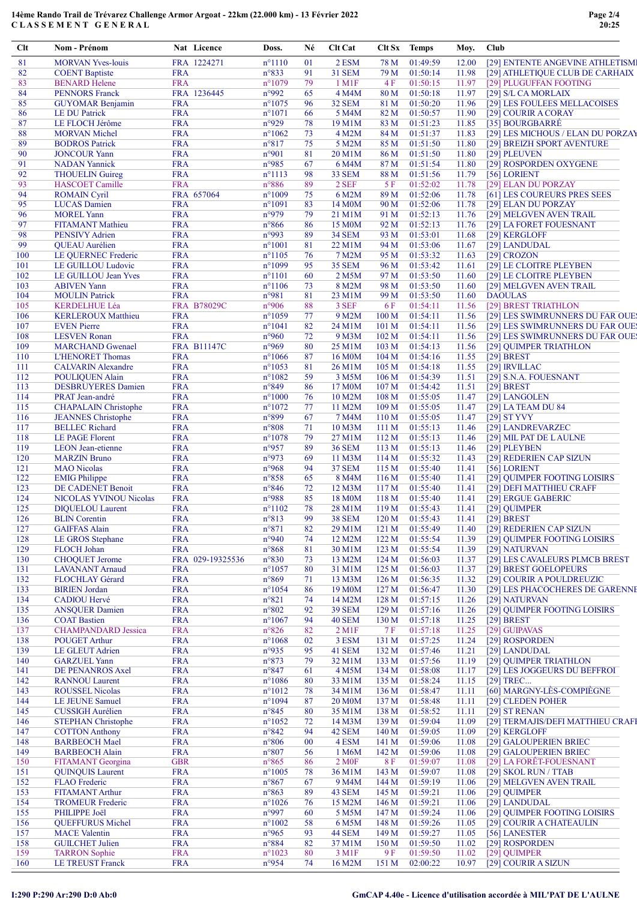# 14ème Rando Trail de Trévarez Challenge Armor Argoat - 22km (22.000 km) - 13 Février 2022

## CLASSEMENT GENERAL

| Clt | Nom - Prénom | Nat | Licence | Doss. | Né | Clt Cat | Clt Sx | Temps | Moy. | Club |
|---|---|---|---|---|---|---|---|---|---|---|
| 81 | MORVAN Yves-louis | FRA | 1224271 | n°1110 | 01 | 2 ESM | 78 M | 01:49:59 | 12.00 | [29] ENTENTE ANGEVINE ATHLETISME |
| 82 | COTTENT Baptiste | FRA | | n°833 | 91 | 31 SEM | 79 M | 01:50:14 | 11.98 | [29] ATHLETIQUE CLUB DE CARHAIX |
| 83 | BENARD Helene | FRA | | n°1079 | 79 | 1 M1F | 4 F | 01:50:15 | 11.97 | [29] PLUGUFFAN FOOTING |
| 84 | PENNORS Franck | FRA | 1236445 | n°992 | 65 | 4 M4M | 80 M | 01:50:18 | 11.97 | [29] S/L CA MORLAIX |
| 85 | GUYOMAR Benjamin | FRA | | n°1075 | 96 | 32 SEM | 81 M | 01:50:20 | 11.96 | [29] LES FOULEES MELLACOISES |
| 86 | LE DU Patrick | FRA | | n°1071 | 66 | 5 M4M | 82 M | 01:50:57 | 11.90 | [29] COURIR A CORAY |
| 87 | LE FLOCH Jérôme | FRA | | n°929 | 78 | 19 M1M | 83 M | 01:51:23 | 11.85 | [35] BOURGBARRÉ |
| 88 | MORVAN Michel | FRA | | n°1062 | 73 | 4 M2M | 84 M | 01:51:37 | 11.83 | [29] LES MICHOUS / ELAN DU PORZAY |
| 89 | BODROS Patrick | FRA | | n°817 | 75 | 5 M2M | 85 M | 01:51:50 | 11.80 | [29] BREIZH SPORT AVENTURE |
| 90 | JONCOUR Yann | FRA | | n°901 | 81 | 20 M1M | 86 M | 01:51:50 | 11.80 | [29] PLEUVEN |
| 91 | NADAN Yannick | FRA | | n°985 | 67 | 6 M4M | 87 M | 01:51:54 | 11.80 | [29] ROSPORDEN OXYGENE |
| 92 | THOUELIN Guireg | FRA | | n°1113 | 98 | 33 SEM | 88 M | 01:51:56 | 11.79 | [56] LORIENT |
| 93 | HASCOET Camille | FRA | | n°886 | 89 | 2 SEF | 5 F | 01:52:02 | 11.78 | [29] ELAN DU PORZAY |
| 94 | ROMAIN Cyril | FRA | 657064 | n°1009 | 75 | 6 M2M | 89 M | 01:52:06 | 11.78 | [61] LES COUREURS PRES SEES |
| 95 | LUCAS Damien | FRA | | n°1091 | 83 | 14 M0M | 90 M | 01:52:06 | 11.78 | [29] ELAN DU PORZAY |
| 96 | MOREL Yann | FRA | | n°979 | 79 | 21 M1M | 91 M | 01:52:13 | 11.76 | [29] MELGVEN AVEN TRAIL |
| 97 | FITAMANT Mathieu | FRA | | n°866 | 86 | 15 M0M | 92 M | 01:52:13 | 11.76 | [29] LA FORET FOUESNANT |
| 98 | PENSIVY Adrien | FRA | | n°993 | 89 | 34 SEM | 93 M | 01:53:01 | 11.68 | [29] KERGLOFF |
| 99 | QUEAU Aurélien | FRA | | n°1001 | 81 | 22 M1M | 94 M | 01:53:06 | 11.67 | [29] LANDUDAL |
| 100 | LE QUERNEC Frederic | FRA | | n°1105 | 76 | 7 M2M | 95 M | 01:53:32 | 11.63 | [29] CROZON |
| 101 | LE GUILLOU Ludovic | FRA | | n°1099 | 95 | 35 SEM | 96 M | 01:53:42 | 11.61 | [29] LE CLOITRE PLEYBEN |
| 102 | LE GUILLOU Jean Yves | FRA | | n°1101 | 60 | 2 M5M | 97 M | 01:53:50 | 11.60 | [29] LE CLOITRE PLEYBEN |
| 103 | ABIVEN Yann | FRA | | n°1106 | 73 | 8 M2M | 98 M | 01:53:50 | 11.60 | [29] MELGVEN AVEN TRAIL |
| 104 | MOULIN Patrick | FRA | | n°981 | 81 | 23 M1M | 99 M | 01:53:50 | 11.60 | DAOULAS |
| 105 | KERDELHUE Léa | FRA | B78029C | n°906 | 88 | 3 SEF | 6 F | 01:54:11 | 11.56 | [29] BREST TRIATHLON |
| 106 | KERLEROUX Matthieu | FRA | | n°1059 | 77 | 9 M2M | 100 M | 01:54:11 | 11.56 | [29] LES SWIMRUNNERS DU FAR OUEST |
| 107 | EVEN Pierre | FRA | | n°1041 | 82 | 24 M1M | 101 M | 01:54:11 | 11.56 | [29] LES SWIMRUNNERS DU FAR OUEST |
| 108 | LESVEN Ronan | FRA | | n°960 | 72 | 9 M3M | 102 M | 01:54:11 | 11.56 | [29] LES SWIMRUNNERS DU FAR OUEST |
| 109 | MARCHAND Gwenael | FRA | B11147C | n°969 | 80 | 25 M1M | 103 M | 01:54:13 | 11.56 | [29] QUIMPER TRIATHLON |
| 110 | L'HENORET Thomas | FRA | | n°1066 | 87 | 16 M0M | 104 M | 01:54:16 | 11.55 | [29] BREST |
| 111 | CALVARIN Alexandre | FRA | | n°1053 | 81 | 26 M1M | 105 M | 01:54:18 | 11.55 | [29] IRVILLAC |
| 112 | POULIQUEN Alain | FRA | | n°1082 | 59 | 3 M5M | 106 M | 01:54:39 | 11.51 | [29] S.N.A. FOUESNANT |
| 113 | DESBRUYERES Damien | FRA | | n°849 | 86 | 17 M0M | 107 M | 01:54:42 | 11.51 | [29] BREST |
| 114 | PRAT Jean-andré | FRA | | n°1000 | 76 | 10 M2M | 108 M | 01:55:05 | 11.47 | [29] LANGOLEN |
| 115 | CHAPALAIN Christophe | FRA | | n°1072 | 77 | 11 M2M | 109 M | 01:55:05 | 11.47 | [29] LA TEAM DU 84 |
| 116 | JEANNES Christophe | FRA | | n°899 | 67 | 7 M4M | 110 M | 01:55:05 | 11.47 | [29] ST YVY |
| 117 | BELLEC Richard | FRA | | n°808 | 71 | 10 M3M | 111 M | 01:55:13 | 11.46 | [29] LANDREVARZEC |
| 118 | LE PAGE Florent | FRA | | n°1078 | 79 | 27 M1M | 112 M | 01:55:13 | 11.46 | [29] MIL PAT DE L AULNE |
| 119 | LEON Jean-etienne | FRA | | n°957 | 89 | 36 SEM | 113 M | 01:55:13 | 11.46 | [29] PLEYBEN |
| 120 | MARZIN Bruno | FRA | | n°973 | 69 | 11 M3M | 114 M | 01:55:32 | 11.43 | [29] REDERIEN CAP SIZUN |
| 121 | MAO Nicolas | FRA | | n°968 | 94 | 37 SEM | 115 M | 01:55:40 | 11.41 | [56] LORIENT |
| 122 | EMIG Philippe | FRA | | n°858 | 65 | 8 M4M | 116 M | 01:55:40 | 11.41 | [29] QUIMPER FOOTING LOISIRS |
| 123 | DE CADENET Benoit | FRA | | n°846 | 72 | 12 M3M | 117 M | 01:55:40 | 11.41 | [29] DEFI MATTHIEU CRAFF |
| 124 | NICOLAS YVINOU Nicolas | FRA | | n°988 | 85 | 18 M0M | 118 M | 01:55:40 | 11.41 | [29] ERGUE GABERIC |
| 125 | DIQUELOU Laurent | FRA | | n°1102 | 78 | 28 M1M | 119 M | 01:55:43 | 11.41 | [29] QUIMPER |
| 126 | BLIN Corentin | FRA | | n°813 | 99 | 38 SEM | 120 M | 01:55:43 | 11.41 | [29] BREST |
| 127 | GAIFFAS Alain | FRA | | n°871 | 82 | 29 M1M | 121 M | 01:55:49 | 11.40 | [29] REDERIEN CAP SIZUN |
| 128 | LE GROS Stephane | FRA | | n°940 | 74 | 12 M2M | 122 M | 01:55:54 | 11.39 | [29] QUIMPER FOOTING LOISIRS |
| 129 | FLOCH Johan | FRA | | n°868 | 81 | 30 M1M | 123 M | 01:55:54 | 11.39 | [29] NATURVAN |
| 130 | CHOQUET Jerome | FRA | 029-19325536 | n°830 | 73 | 13 M2M | 124 M | 01:56:03 | 11.37 | [29] LES CAVALEURS PLMCB BREST |
| 131 | LAVANANT Arnaud | FRA | | n°1057 | 80 | 31 M1M | 125 M | 01:56:03 | 11.37 | [29] BREST GOELOPEURS |
| 132 | FLOCHLAY Gérard | FRA | | n°869 | 71 | 13 M3M | 126 M | 01:56:35 | 11.32 | [29] COURIR A POULDREUZIC |
| 133 | BIRIEN Jordan | FRA | | n°1054 | 86 | 19 M0M | 127 M | 01:56:47 | 11.30 | [29] LES PHACOCHERES DE GARENNE |
| 134 | CADIOU Hervé | FRA | | n°821 | 74 | 14 M2M | 128 M | 01:57:15 | 11.26 | [29] NATURVAN |
| 135 | ANSQUER Damien | FRA | | n°802 | 92 | 39 SEM | 129 M | 01:57:16 | 11.26 | [29] QUIMPER FOOTING LOISIRS |
| 136 | COAT Bastien | FRA | | n°1067 | 94 | 40 SEM | 130 M | 01:57:18 | 11.25 | [29] BREST |
| 137 | CHAMPANDARD Jessica | FRA | | n°826 | 82 | 2 M1F | 7 F | 01:57:18 | 11.25 | [29] GUIPAVAS |
| 138 | POUGET Arthur | FRA | | n°1068 | 02 | 3 ESM | 131 M | 01:57:25 | 11.24 | [29] ROSPORDEN |
| 139 | LE GLEUT Adrien | FRA | | n°935 | 95 | 41 SEM | 132 M | 01:57:46 | 11.21 | [29] LANDUDAL |
| 140 | GARZUEL Yann | FRA | | n°873 | 79 | 32 M1M | 133 M | 01:57:56 | 11.19 | [29] QUIMPER TRIATHLON |
| 141 | DE PENANROS Axel | FRA | | n°847 | 61 | 4 M5M | 134 M | 01:58:08 | 11.17 | [29] LES JOGGEURS DU BEFFROI |
| 142 | RANNOU Laurent | FRA | | n°1086 | 80 | 33 M1M | 135 M | 01:58:24 | 11.15 | [29] TREC... |
| 143 | ROUSSEL Nicolas | FRA | | n°1012 | 78 | 34 M1M | 136 M | 01:58:47 | 11.11 | [60] MARGNY-LÈS-COMPIÈGNE |
| 144 | LE JEUNE Samuel | FRA | | n°1094 | 87 | 20 M0M | 137 M | 01:58:48 | 11.11 | [29] CLEDEN POHER |
| 145 | CUSSIGH Aurélien | FRA | | n°845 | 80 | 35 M1M | 138 M | 01:58:52 | 11.11 | [29] ST RENAN |
| 146 | STEPHAN Christophe | FRA | | n°1052 | 72 | 14 M3M | 139 M | 01:59:04 | 11.09 | [29] TERMAJIS/DEFI MATTHIEU CRAFF |
| 147 | COTTON Anthony | FRA | | n°842 | 94 | 42 SEM | 140 M | 01:59:05 | 11.09 | [29] KERGLOFF |
| 148 | BARBEOCH Mael | FRA | | n°806 | 00 | 4 ESM | 141 M | 01:59:06 | 11.08 | [29] GALOUPERIEN BRIEC |
| 149 | BARBEOCH Alain | FRA | | n°807 | 56 | 1 M6M | 142 M | 01:59:06 | 11.08 | [29] GALOUPERIEN BRIEC |
| 150 | FITAMANT Georgina | GBR | | n°865 | 86 | 2 M0F | 8 F | 01:59:07 | 11.08 | [29] LA FORÊT-FOUESNANT |
| 151 | QUINQUIS Laurent | FRA | | n°1005 | 78 | 36 M1M | 143 M | 01:59:07 | 11.08 | [29] SKOL RUN / TTAB |
| 152 | FLAO Frederic | FRA | | n°867 | 67 | 9 M4M | 144 M | 01:59:19 | 11.06 | [29] MELGVEN AVEN TRAIL |
| 153 | FITAMANT Arthur | FRA | | n°863 | 89 | 43 SEM | 145 M | 01:59:21 | 11.06 | [29] QUIMPER |
| 154 | TROMEUR Frederic | FRA | | n°1026 | 76 | 15 M2M | 146 M | 01:59:21 | 11.06 | [29] LANDUDAL |
| 155 | PHILIPPE Joël | FRA | | n°997 | 60 | 5 M5M | 147 M | 01:59:24 | 11.06 | [29] QUIMPER FOOTING LOISIRS |
| 156 | QUEFFURUS Michel | FRA | | n°1002 | 58 | 6 M5M | 148 M | 01:59:26 | 11.05 | [29] COURIR A CHATEAULIN |
| 157 | MACE Valentin | FRA | | n°965 | 93 | 44 SEM | 149 M | 01:59:27 | 11.05 | [56] LANESTER |
| 158 | GUILCHET Julien | FRA | | n°884 | 82 | 37 M1M | 150 M | 01:59:50 | 11.02 | [29] ROSPORDEN |
| 159 | TARRON Sophie | FRA | | n°1023 | 80 | 3 M1F | 9 F | 01:59:50 | 11.02 | [29] QUIMPER |
| 160 | LE TREUST Franck | FRA | | n°954 | 74 | 16 M2M | 151 M | 02:00:22 | 10.97 | [29] COURIR A SIZUN |

I:290 P:290 Ar:290 D:0 Ab:0

GmCAP 4.40e - Licence d'utilisation accordée à MIL'PAT DE L'AULNE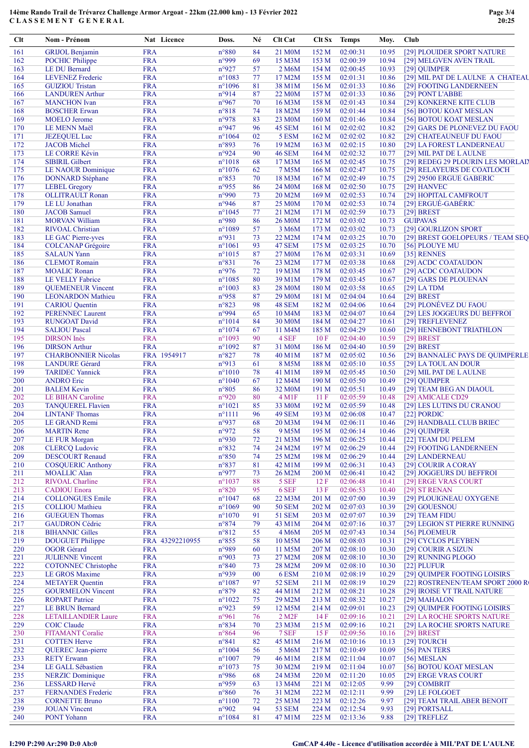14ème Rando Trail de Trévarez Challenge Armor Argoat - 22km (22.000 km) - 13 Février 2022
CLASSEMENT GENERAL

| Clt | Nom - Prénom | Nat | Licence | Doss. | Né | Clt Cat | Clt Sx | Temps | Moy. | Club |
|---|---|---|---|---|---|---|---|---|---|---|
| 161 | GRIJOL Benjamin | FRA | | n°880 | 84 | 21 M0M | 152 M | 02:00:31 | 10.95 | [29] PLOUIDER SPORT NATURE |
| 162 | POCHIC Philippe | FRA | | n°999 | 69 | 15 M3M | 153 M | 02:00:39 | 10.94 | [29] MELGVEN AVEN TRAIL |
| 163 | LE DU Bernard | FRA | | n°927 | 57 | 2 M6M | 154 M | 02:00:45 | 10.93 | [29] QUIMPER |
| 164 | LEVENEZ Frederic | FRA | | n°1083 | 77 | 17 M2M | 155 M | 02:01:31 | 10.86 | [29] MIL PAT DE L AULNE A CHATEAU |
| 165 | GUIZIOU Tristan | FRA | | n°1096 | 81 | 38 M1M | 156 M | 02:01:33 | 10.86 | [29] FOOTING LANDERNEEN |
| 166 | LANDUREN Arthur | FRA | | n°914 | 87 | 22 M0M | 157 M | 02:01:33 | 10.86 | [29] PONT L'ABBE |
| 167 | MANCHON Ivan | FRA | | n°967 | 70 | 16 M3M | 158 M | 02:01:43 | 10.84 | [29] KONKERNE KITE CLUB |
| 168 | BOSCHER Erwan | FRA | | n°818 | 74 | 18 M2M | 159 M | 02:01:44 | 10.84 | [56] BOTOU KOAT MESLAN |
| 169 | MOELO Jerome | FRA | | n°978 | 83 | 23 M0M | 160 M | 02:01:46 | 10.84 | [56] BOTOU KOAT MESLAN |
| 170 | LE MENN Maël | FRA | | n°947 | 96 | 45 SEM | 161 M | 02:02:02 | 10.82 | [29] GARS DE PLONEVEZ DU FAOU |
| 171 | JEZEQUEL Luc | FRA | | n°1064 | 02 | 5 ESM | 162 M | 02:02:02 | 10.82 | [29] CHATEAUNEUF DU FAOU |
| 172 | JACOB Michel | FRA | | n°893 | 76 | 19 M2M | 163 M | 02:02:15 | 10.80 | [29] LA FOREST LANDERNEAU |
| 173 | LE CORRE Kévin | FRA | | n°924 | 90 | 46 SEM | 164 M | 02:02:32 | 10.77 | [29] MIL PAT DE L AULNE |
| 174 | SIBIRIL Gilbert | FRA | | n°1018 | 68 | 17 M3M | 165 M | 02:02:45 | 10.75 | [29] REDEG 29 PLOURIN LES MORLAIX |
| 175 | LE NAOUR Dominique | FRA | | n°1076 | 62 | 7 M5M | 166 M | 02:02:47 | 10.75 | [29] RELAYEURS DE COATLOCH |
| 176 | DONNARD Stéphane | FRA | | n°853 | 70 | 18 M3M | 167 M | 02:02:49 | 10.75 | [29] 29500 ERGUE GABERIC |
| 177 | LEBEL Gregory | FRA | | n°955 | 86 | 24 M0M | 168 M | 02:02:50 | 10.75 | [29] HANVEC |
| 178 | OLLITRAULT Ronan | FRA | | n°990 | 73 | 20 M2M | 169 M | 02:02:53 | 10.74 | [29] HOPITAL CAMFROUT |
| 179 | LE LU Jonathan | FRA | | n°946 | 87 | 25 M0M | 170 M | 02:02:53 | 10.74 | [29] ERGUÉ-GABÉRIC |
| 180 | JACOB Samuel | FRA | | n°1045 | 77 | 21 M2M | 171 M | 02:02:59 | 10.73 | [29] BREST |
| 181 | MORVAN William | FRA | | n°980 | 86 | 26 M0M | 172 M | 02:03:02 | 10.73 | GUIPAVAS |
| 182 | RIVOAL Christian | FRA | | n°1089 | 57 | 3 M6M | 173 M | 02:03:02 | 10.73 | [29] GOURLIZON SPORT |
| 183 | LE GAC Pierre-yves | FRA | | n°931 | 73 | 22 M2M | 174 M | 02:03:25 | 10.70 | [29] BREST GOELOPEURS / TEAM SEQ |
| 184 | COLCANAP Grégoire | FRA | | n°1061 | 93 | 47 SEM | 175 M | 02:03:25 | 10.70 | [56] PLOUYE MU |
| 185 | SALAUN Yann | FRA | | n°1015 | 87 | 27 M0M | 176 M | 02:03:31 | 10.69 | [35] RENNES |
| 186 | CLEMOT Romain | FRA | | n°831 | 76 | 23 M2M | 177 M | 02:03:38 | 10.68 | [29] ACDC COATAUDON |
| 187 | MOALIC Ronan | FRA | | n°976 | 72 | 19 M3M | 178 M | 02:03:45 | 10.67 | [29] ACDC COATAUDON |
| 188 | LE VELLY Fabrice | FRA | | n°1085 | 80 | 39 M1M | 179 M | 02:03:45 | 10.67 | [29] GARS DE PLOUENAN |
| 189 | QUEMENEUR Vincent | FRA | | n°1003 | 83 | 28 M0M | 180 M | 02:03:58 | 10.65 | [29] LA TDM |
| 190 | LEONARDON Mathieu | FRA | | n°958 | 87 | 29 M0M | 181 M | 02:04:04 | 10.64 | [29] BREST |
| 191 | CARIOU Quentin | FRA | | n°823 | 98 | 48 SEM | 182 M | 02:04:06 | 10.64 | [29] PLONÉVEZ DU FAOU |
| 192 | PERENNEC Laurent | FRA | | n°994 | 65 | 10 M4M | 183 M | 02:04:07 | 10.64 | [29] LES JOGGEURS DU BEFFROI |
| 193 | RUNGOAT David | FRA | | n°1014 | 84 | 30 M0M | 184 M | 02:04:27 | 10.61 | [29] TREFLEVENEZ |
| 194 | SALIOU Pascal | FRA | | n°1074 | 67 | 11 M4M | 185 M | 02:04:29 | 10.60 | [29] HENNEBONT TRIATHLON |
| 195 | DIRSON Inès | FRA | | n°1093 | 90 | 4 SEF | 10 F | 02:04:40 | 10.59 | [29] BREST |
| 196 | DIRSON Arthur | FRA | | n°1092 | 87 | 31 M0M | 186 M | 02:04:40 | 10.59 | [29] BREST |
| 197 | CHARBONNIER Nicolas | FRA | 1954917 | n°827 | 78 | 40 M1M | 187 M | 02:05:02 | 10.56 | [29] BANNALEC PAYS DE QUIMPERLE |
| 198 | LANDURE Gérard | FRA | | n°913 | 61 | 8 M5M | 188 M | 02:05:10 | 10.55 | [29] LA TOUL AN DOUR |
| 199 | TARIDEC Yannick | FRA | | n°1010 | 78 | 41 M1M | 189 M | 02:05:45 | 10.50 | [29] MIL PAT DE L AULNE |
| 200 | ANDRO Eric | FRA | | n°1040 | 67 | 12 M4M | 190 M | 02:05:50 | 10.49 | [29] QUIMPER |
| 201 | BALEM Kevin | FRA | | n°805 | 86 | 32 M0M | 191 M | 02:05:51 | 10.49 | [29] TEAM BEG AN DIAOUL |
| 202 | LE BIHAN Caroline | FRA | | n°920 | 80 | 4 M1F | 11 F | 02:05:59 | 10.48 | [29] AMICALE CD29 |
| 203 | TANQUEREL Flavien | FRA | | n°1021 | 85 | 33 M0M | 192 M | 02:05:59 | 10.48 | [29] LES LUTINS DU CRANOU |
| 204 | LINTANF Thomas | FRA | | n°1111 | 96 | 49 SEM | 193 M | 02:06:08 | 10.47 | [22] PORDIC |
| 205 | LE GRAND Remi | FRA | | n°937 | 68 | 20 M3M | 194 M | 02:06:11 | 10.46 | [29] HANDBALL CLUB BRIEC |
| 206 | MARTIN Rene | FRA | | n°972 | 58 | 9 M5M | 195 M | 02:06:14 | 10.46 | [29] QUIMPER |
| 207 | LE FUR Morgan | FRA | | n°930 | 72 | 21 M3M | 196 M | 02:06:25 | 10.44 | [22] TEAM DU PELEM |
| 208 | CLERCQ Ludovic | FRA | | n°832 | 74 | 24 M2M | 197 M | 02:06:29 | 10.44 | [29] FOOTING LANDERNEEN |
| 209 | DESCOURT Renaud | FRA | | n°850 | 74 | 25 M2M | 198 M | 02:06:29 | 10.44 | [29] LANDERNEAU |
| 210 | COSQUERIC Anthony | FRA | | n°837 | 81 | 42 M1M | 199 M | 02:06:31 | 10.43 | [29] COURIR A CORAY |
| 211 | MOALLIC Alan | FRA | | n°977 | 73 | 26 M2M | 200 M | 02:06:41 | 10.42 | [29] JOGGEURS DU BEFFROI |
| 212 | RIVOAL Charline | FRA | | n°1037 | 88 | 5 SEF | 12 F | 02:06:48 | 10.41 | [29] ERGE VRAS COURT |
| 213 | CADIOU Enora | FRA | | n°820 | 95 | 6 SEF | 13 F | 02:06:53 | 10.40 | [29] ST RENAN |
| 214 | COLLONGUES Emile | FRA | | n°1047 | 68 | 22 M3M | 201 M | 02:07:00 | 10.39 | [29] PLOUIGNEAU OXYGENE |
| 215 | COLLIOU Mathieu | FRA | | n°1069 | 90 | 50 SEM | 202 M | 02:07:03 | 10.39 | [29] GOUESNOU |
| 216 | GUEGUEN Thomas | FRA | | n°1070 | 91 | 51 SEM | 203 M | 02:07:07 | 10.39 | [29] TEAM FIDU |
| 217 | GAUDRON Cédric | FRA | | n°874 | 79 | 43 M1M | 204 M | 02:07:16 | 10.37 | [29] LEGION ST PIERRE RUNNING |
| 218 | BIHANNIC Gilles | FRA | | n°812 | 55 | 4 M6M | 205 M | 02:07:43 | 10.34 | [56] PLOEMEUR |
| 219 | DOUGUET Philippe | FRA | 43292210955 | n°855 | 58 | 10 M5M | 206 M | 02:08:03 | 10.31 | [29] CYCLOS PLEYBEN |
| 220 | OGOR Gérard | FRA | | n°989 | 60 | 11 M5M | 207 M | 02:08:10 | 10.30 | [29] COURIR A SIZUN |
| 221 | JULIENNE Vincent | FRA | | n°903 | 73 | 27 M2M | 208 M | 02:08:10 | 10.30 | [29] RUNNING PLOGO |
| 222 | COTONNEC Christophe | FRA | | n°840 | 73 | 28 M2M | 209 M | 02:08:10 | 10.30 | [22] PLUFUR |
| 223 | LE GROS Maxime | FRA | | n°939 | 00 | 6 ESM | 210 M | 02:08:19 | 10.29 | [29] QUIMPER FOOTING LOISIRS |
| 224 | METAYER Quentin | FRA | | n°1087 | 97 | 52 SEM | 211 M | 02:08:19 | 10.29 | [22] ROSTRENEN/TEAM SPORT 2000 R |
| 225 | GOURMELON Vincent | FRA | | n°879 | 82 | 44 M1M | 212 M | 02:08:21 | 10.28 | [29] IROISE VT TRAIL NATURE |
| 226 | ROPART Patrice | FRA | | n°1022 | 75 | 29 M2M | 213 M | 02:08:32 | 10.27 | [29] MAHALON |
| 227 | LE BRUN Bernard | FRA | | n°923 | 59 | 12 M5M | 214 M | 02:09:01 | 10.23 | [29] QUIMPER FOOTING LOISIRS |
| 228 | LETAILLANDIER Laure | FRA | | n°961 | 76 | 2 M2F | 14 F | 02:09:16 | 10.21 | [29] LA ROCHE SPORTS NATURE |
| 229 | COIC Claude | FRA | | n°834 | 70 | 23 M3M | 215 M | 02:09:16 | 10.21 | [29] LA ROCHE SPORTS NATURE |
| 230 | FITAMANT Coralie | FRA | | n°864 | 96 | 7 SEF | 15 F | 02:09:56 | 10.16 | [29] BREST |
| 231 | COTTEN Herve | FRA | | n°841 | 82 | 45 M1M | 216 M | 02:10:16 | 10.13 | [29] TOURCH |
| 232 | QUEREC Jean-pierre | FRA | | n°1004 | 56 | 5 M6M | 217 M | 02:10:49 | 10.09 | [56] PAN TERS |
| 233 | RETY Erwann | FRA | | n°1007 | 79 | 46 M1M | 218 M | 02:11:04 | 10.07 | [56] MESLAN |
| 234 | LE GALL Sébastien | FRA | | n°1073 | 75 | 30 M2M | 219 M | 02:11:04 | 10.07 | [56] BOTOU KOAT MESLAN |
| 235 | NERZIC Dominique | FRA | | n°986 | 68 | 24 M3M | 220 M | 02:11:20 | 10.05 | [29] ERGE VRAS COURT |
| 236 | LESSARD Hervé | FRA | | n°959 | 63 | 13 M4M | 221 M | 02:12:05 | 9.99 | [29] COMBRIT |
| 237 | FERNANDES Frederic | FRA | | n°860 | 76 | 31 M2M | 222 M | 02:12:11 | 9.99 | [29] LE FOLGOET |
| 238 | CORNETTE Bruno | FRA | | n°1100 | 72 | 25 M3M | 223 M | 02:12:26 | 9.97 | [29] TEAM TRAIL ABER BENOIT |
| 239 | JOUAN Vincent | FRA | | n°902 | 94 | 53 SEM | 224 M | 02:12:54 | 9.93 | [29] PORTSALL |
| 240 | PONT Yohann | FRA | | n°1084 | 81 | 47 M1M | 225 M | 02:13:36 | 9.88 | [29] TREFLEZ |

I:290 P:290 Ar:290 D:0 Ab:0

GmCAP 4.40e - Licence d'utilisation accordée à MIL'PAT DE L'AULNE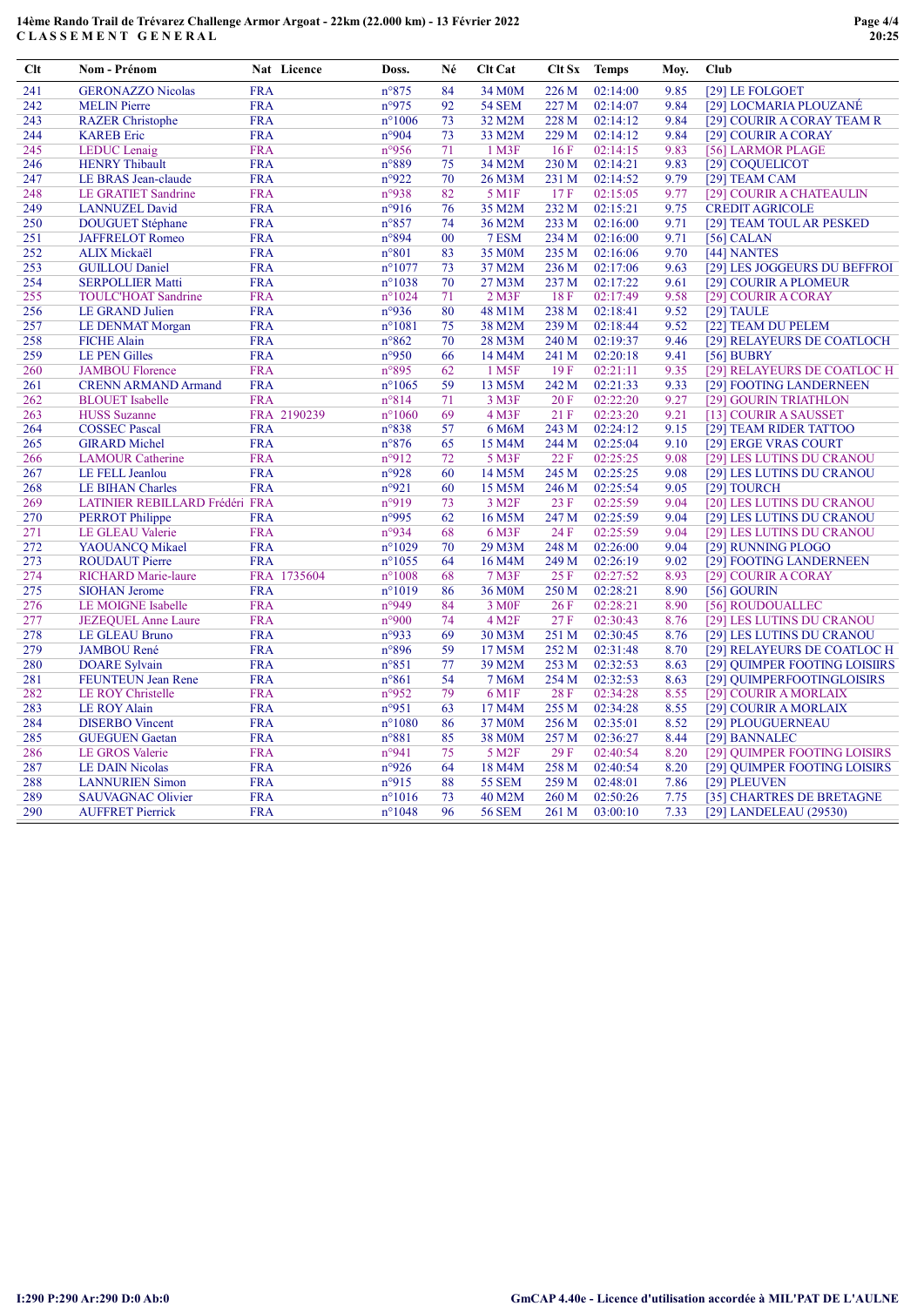**14ème Rando Trail de Trévarez Challenge Armor Argoat - 22km (22.000 km) - 13 Février 2022**
**C L A S S E M E N T   G E N E R A L**

| Clt | Nom - Prénom | Nat | Licence | Doss. | Né | Clt Cat | Clt Sx | Temps | Moy. | Club |
|---|---|---|---|---|---|---|---|---|---|---|
| 241 | GERONAZZO Nicolas | FRA | | n°875 | 84 | 34 M0M | 226 M | 02:14:00 | 9.85 | [29] LE FOLGOET |
| 242 | MELIN Pierre | FRA | | n°975 | 92 | 54 SEM | 227 M | 02:14:07 | 9.84 | [29] LOCMARIA PLOUZANÉ |
| 243 | RAZER Christophe | FRA | | n°1006 | 73 | 32 M2M | 228 M | 02:14:12 | 9.84 | [29] COURIR A CORAY TEAM R |
| 244 | KAREB Eric | FRA | | n°904 | 73 | 33 M2M | 229 M | 02:14:12 | 9.84 | [29] COURIR A CORAY |
| 245 | LEDUC Lenaig | FRA | | n°956 | 71 | 1 M3F | 16 F | 02:14:15 | 9.83 | [56] LARMOR PLAGE |
| 246 | HENRY Thibault | FRA | | n°889 | 75 | 34 M2M | 230 M | 02:14:21 | 9.83 | [29] COQUELICOT |
| 247 | LE BRAS Jean-claude | FRA | | n°922 | 70 | 26 M3M | 231 M | 02:14:52 | 9.79 | [29] TEAM CAM |
| 248 | LE GRATIET Sandrine | FRA | | n°938 | 82 | 5 M1F | 17 F | 02:15:05 | 9.77 | [29] COURIR A CHATEAULIN |
| 249 | LANNUZEL David | FRA | | n°916 | 76 | 35 M2M | 232 M | 02:15:21 | 9.75 | CREDIT AGRICOLE |
| 250 | DOUGUET Stéphane | FRA | | n°857 | 74 | 36 M2M | 233 M | 02:16:00 | 9.71 | [29] TEAM TOUL AR PESKED |
| 251 | JAFFRELOT Romeo | FRA | | n°894 | 00 | 7 ESM | 234 M | 02:16:00 | 9.71 | [56] CALAN |
| 252 | ALIX Mickaël | FRA | | n°801 | 83 | 35 M0M | 235 M | 02:16:06 | 9.70 | [44] NANTES |
| 253 | GUILLOU Daniel | FRA | | n°1077 | 73 | 37 M2M | 236 M | 02:17:06 | 9.63 | [29] LES JOGGEURS DU BEFFROI |
| 254 | SERPOLLIER Matti | FRA | | n°1038 | 70 | 27 M3M | 237 M | 02:17:22 | 9.61 | [29] COURIR A PLOMEUR |
| 255 | TOULC'HOAT Sandrine | FRA | | n°1024 | 71 | 2 M3F | 18 F | 02:17:49 | 9.58 | [29] COURIR A CORAY |
| 256 | LE GRAND Julien | FRA | | n°936 | 80 | 48 M1M | 238 M | 02:18:41 | 9.52 | [29] TAULE |
| 257 | LE DENMAT Morgan | FRA | | n°1081 | 75 | 38 M2M | 239 M | 02:18:44 | 9.52 | [22] TEAM DU PELEM |
| 258 | FICHE Alain | FRA | | n°862 | 70 | 28 M3M | 240 M | 02:19:37 | 9.46 | [29] RELAYEURS DE COATLOCH |
| 259 | LE PEN Gilles | FRA | | n°950 | 66 | 14 M4M | 241 M | 02:20:18 | 9.41 | [56] BUBRY |
| 260 | JAMBOU Florence | FRA | | n°895 | 62 | 1 M5F | 19 F | 02:21:11 | 9.35 | [29] RELAYEURS DE COATLOC H |
| 261 | CRENN ARMAND Armand | FRA | | n°1065 | 59 | 13 M5M | 242 M | 02:21:33 | 9.33 | [29] FOOTING LANDERNEEN |
| 262 | BLOUET Isabelle | FRA | | n°814 | 71 | 3 M3F | 20 F | 02:22:20 | 9.27 | [29] GOURIN TRIATHLON |
| 263 | HUSS Suzanne | FRA | 2190239 | n°1060 | 69 | 4 M3F | 21 F | 02:23:20 | 9.21 | [13] COURIR A SAUSSET |
| 264 | COSSEC Pascal | FRA | | n°838 | 57 | 6 M6M | 243 M | 02:24:12 | 9.15 | [29] TEAM RIDER TATTOO |
| 265 | GIRARD Michel | FRA | | n°876 | 65 | 15 M4M | 244 M | 02:25:04 | 9.10 | [29] ERGE VRAS COURT |
| 266 | LAMOUR Catherine | FRA | | n°912 | 72 | 5 M3F | 22 F | 02:25:25 | 9.08 | [29] LES LUTINS DU CRANOU |
| 267 | LE FELL Jeanlou | FRA | | n°928 | 60 | 14 M5M | 245 M | 02:25:25 | 9.08 | [29] LES LUTINS DU CRANOU |
| 268 | LE BIHAN Charles | FRA | | n°921 | 60 | 15 M5M | 246 M | 02:25:54 | 9.05 | [29] TOURCH |
| 269 | LATINIER REBILLARD Frédéri | FRA | | n°919 | 73 | 3 M2F | 23 F | 02:25:59 | 9.04 | [20] LES LUTINS DU CRANOU |
| 270 | PERROT Philippe | FRA | | n°995 | 62 | 16 M5M | 247 M | 02:25:59 | 9.04 | [29] LES LUTINS DU CRANOU |
| 271 | LE GLEAU Valerie | FRA | | n°934 | 68 | 6 M3F | 24 F | 02:25:59 | 9.04 | [29] LES LUTINS DU CRANOU |
| 272 | YAOUANCQ Mikael | FRA | | n°1029 | 70 | 29 M3M | 248 M | 02:26:00 | 9.04 | [29] RUNNING PLOGO |
| 273 | ROUDAUT Pierre | FRA | | n°1055 | 64 | 16 M4M | 249 M | 02:26:19 | 9.02 | [29] FOOTING LANDERNEEN |
| 274 | RICHARD Marie-laure | FRA | 1735604 | n°1008 | 68 | 7 M3F | 25 F | 02:27:52 | 8.93 | [29] COURIR A CORAY |
| 275 | SIOHAN Jerome | FRA | | n°1019 | 86 | 36 M0M | 250 M | 02:28:21 | 8.90 | [56] GOURIN |
| 276 | LE MOIGNE Isabelle | FRA | | n°949 | 84 | 3 M0F | 26 F | 02:28:21 | 8.90 | [56] ROUDOUALLEC |
| 277 | JEZEQUEL Anne Laure | FRA | | n°900 | 74 | 4 M2F | 27 F | 02:30:43 | 8.76 | [29] LES LUTINS DU CRANOU |
| 278 | LE GLEAU Bruno | FRA | | n°933 | 69 | 30 M3M | 251 M | 02:30:45 | 8.76 | [29] LES LUTINS DU CRANOU |
| 279 | JAMBOU René | FRA | | n°896 | 59 | 17 M5M | 252 M | 02:31:48 | 8.70 | [29] RELAYEURS DE COATLOC H |
| 280 | DOARE Sylvain | FRA | | n°851 | 77 | 39 M2M | 253 M | 02:32:53 | 8.63 | [29] QUIMPER FOOTING LOISIIRS |
| 281 | FEUNTEUN Jean Rene | FRA | | n°861 | 54 | 7 M6M | 254 M | 02:32:53 | 8.63 | [29] QUIMPERFOOTINGLOISIRS |
| 282 | LE ROY Christelle | FRA | | n°952 | 79 | 6 M1F | 28 F | 02:34:28 | 8.55 | [29] COURIR A MORLAIX |
| 283 | LE ROY Alain | FRA | | n°951 | 63 | 17 M4M | 255 M | 02:34:28 | 8.55 | [29] COURIR A MORLAIX |
| 284 | DISERBO Vincent | FRA | | n°1080 | 86 | 37 M0M | 256 M | 02:35:01 | 8.52 | [29] PLOUGUERNEAU |
| 285 | GUEGUEN Gaetan | FRA | | n°881 | 85 | 38 M0M | 257 M | 02:36:27 | 8.44 | [29] BANNALEC |
| 286 | LE GROS Valerie | FRA | | n°941 | 75 | 5 M2F | 29 F | 02:40:54 | 8.20 | [29] QUIMPER FOOTING LOISIRS |
| 287 | LE DAIN Nicolas | FRA | | n°926 | 64 | 18 M4M | 258 M | 02:40:54 | 8.20 | [29] QUIMPER FOOTING LOISIRS |
| 288 | LANNURIEN Simon | FRA | | n°915 | 88 | 55 SEM | 259 M | 02:48:01 | 7.86 | [29] PLEUVEN |
| 289 | SAUVAGNAC Olivier | FRA | | n°1016 | 73 | 40 M2M | 260 M | 02:50:26 | 7.75 | [35] CHARTRES DE BRETAGNE |
| 290 | AUFFRET Pierrick | FRA | | n°1048 | 96 | 56 SEM | 261 M | 03:00:10 | 7.33 | [29] LANDELEAU (29530) |

I:290 P:290 Ar:290 D:0 Ab:0

GmCAP 4.40e - Licence d'utilisation accordée à MIL'PAT DE L'AULNE